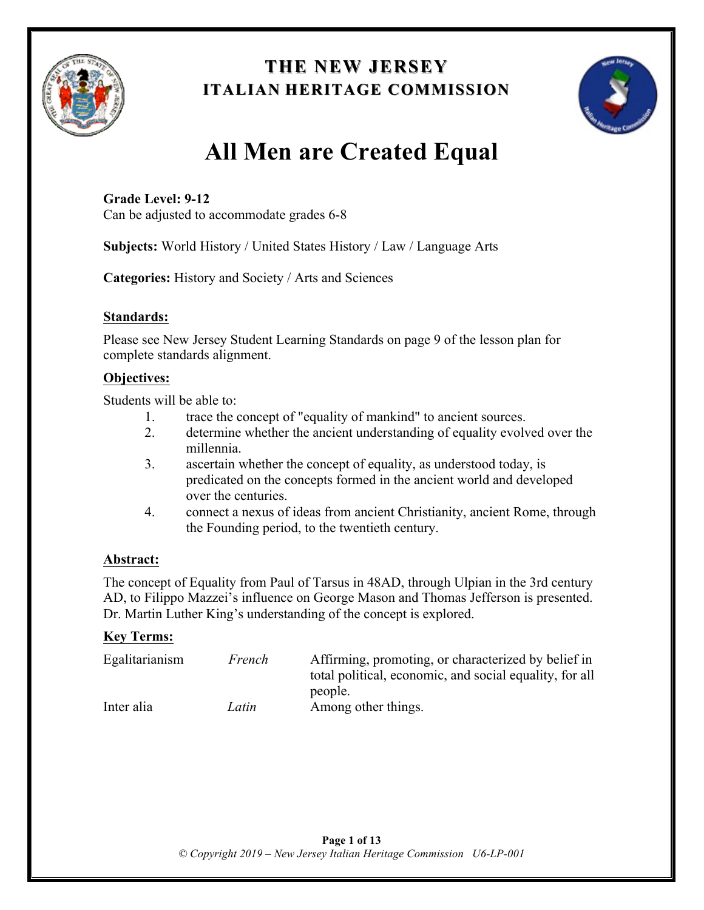# THE NEW JERSEY
## ITALIAN HERITAGE COMMISSION

# All Men are Created Equal

**Grade Level: 9-12**
Can be adjusted to accommodate grades 6-8

**Subjects:** World History / United States History / Law / Language Arts

**Categories:** History and Society / Arts and Sciences

**Standards:**

Please see New Jersey Student Learning Standards on page 9 of the lesson plan for complete standards alignment.

**Objectives:**

Students will be able to:

1. trace the concept of "equality of mankind" to ancient sources.
2. determine whether the ancient understanding of equality evolved over the millennia.
3. ascertain whether the concept of equality, as understood today, is predicated on the concepts formed in the ancient world and developed over the centuries.
4. connect a nexus of ideas from ancient Christianity, ancient Rome, through the Founding period, to the twentieth century.

**Abstract:**

The concept of Equality from Paul of Tarsus in 48AD, through Ulpian in the 3rd century AD, to Filippo Mazzei's influence on George Mason and Thomas Jefferson is presented. Dr. Martin Luther King's understanding of the concept is explored.

**Key Terms:**

| | | |
|---|---|---|
| Egalitarianism | *French* | Affirming, promoting, or characterized by belief in total political, economic, and social equality, for all people. |
| Inter alia | *Latin* | Among other things. |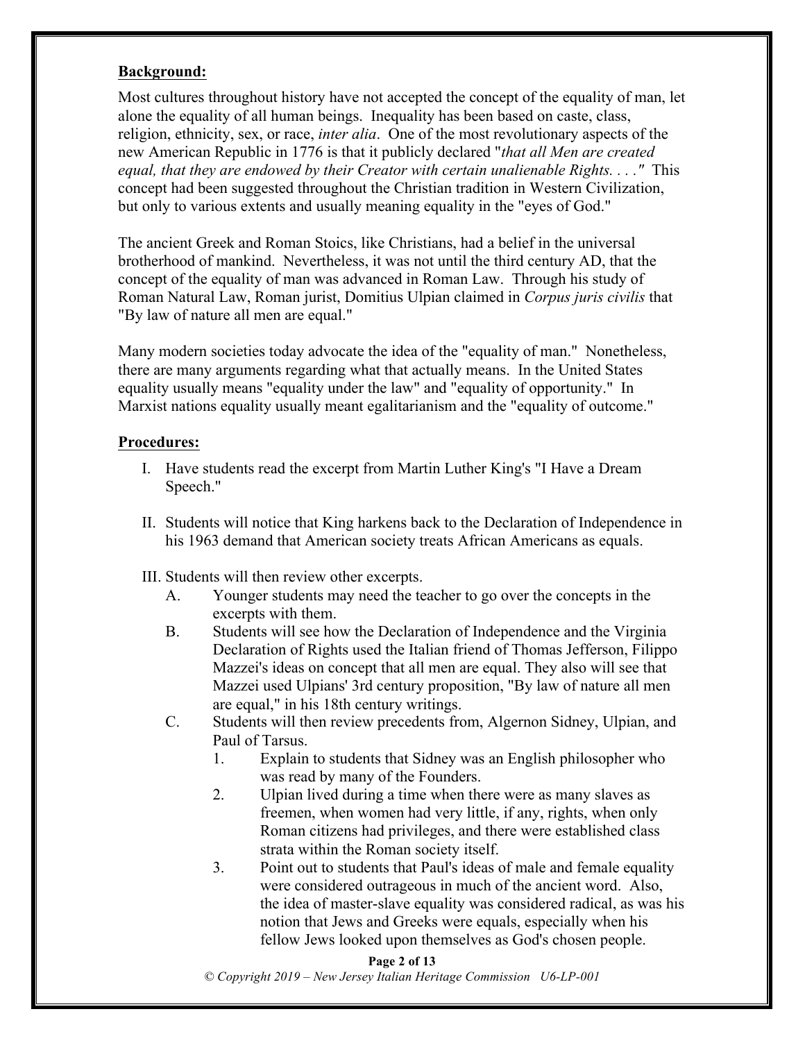**Background:**

Most cultures throughout history have not accepted the concept of the equality of man, let alone the equality of all human beings. Inequality has been based on caste, class, religion, ethnicity, sex, or race, *inter alia*. One of the most revolutionary aspects of the new American Republic in 1776 is that it publicly declared "*that all Men are created equal, that they are endowed by their Creator with certain unalienable Rights. . . .*" This concept had been suggested throughout the Christian tradition in Western Civilization, but only to various extents and usually meaning equality in the "eyes of God."

The ancient Greek and Roman Stoics, like Christians, had a belief in the universal brotherhood of mankind. Nevertheless, it was not until the third century AD, that the concept of the equality of man was advanced in Roman Law. Through his study of Roman Natural Law, Roman jurist, Domitius Ulpian claimed in *Corpus juris civilis* that "By law of nature all men are equal."

Many modern societies today advocate the idea of the "equality of man." Nonetheless, there are many arguments regarding what that actually means. In the United States equality usually means "equality under the law" and "equality of opportunity." In Marxist nations equality usually meant egalitarianism and the "equality of outcome."

**Procedures:**

I. Have students read the excerpt from Martin Luther King's "I Have a Dream Speech."

II. Students will notice that King harkens back to the Declaration of Independence in his 1963 demand that American society treats African Americans as equals.

III. Students will then review other excerpts.
   - A. Younger students may need the teacher to go over the concepts in the excerpts with them.
   - B. Students will see how the Declaration of Independence and the Virginia Declaration of Rights used the Italian friend of Thomas Jefferson, Filippo Mazzei's ideas on concept that all men are equal. They also will see that Mazzei used Ulpians' 3rd century proposition, "By law of nature all men are equal," in his 18th century writings.
   - C. Students will then review precedents from, Algernon Sidney, Ulpian, and Paul of Tarsus.
      1. Explain to students that Sidney was an English philosopher who was read by many of the Founders.
      2. Ulpian lived during a time when there were as many slaves as freemen, when women had very little, if any, rights, when only Roman citizens had privileges, and there were established class strata within the Roman society itself.
      3. Point out to students that Paul's ideas of male and female equality were considered outrageous in much of the ancient word. Also, the idea of master-slave equality was considered radical, as was his notion that Jews and Greeks were equals, especially when his fellow Jews looked upon themselves as God's chosen people.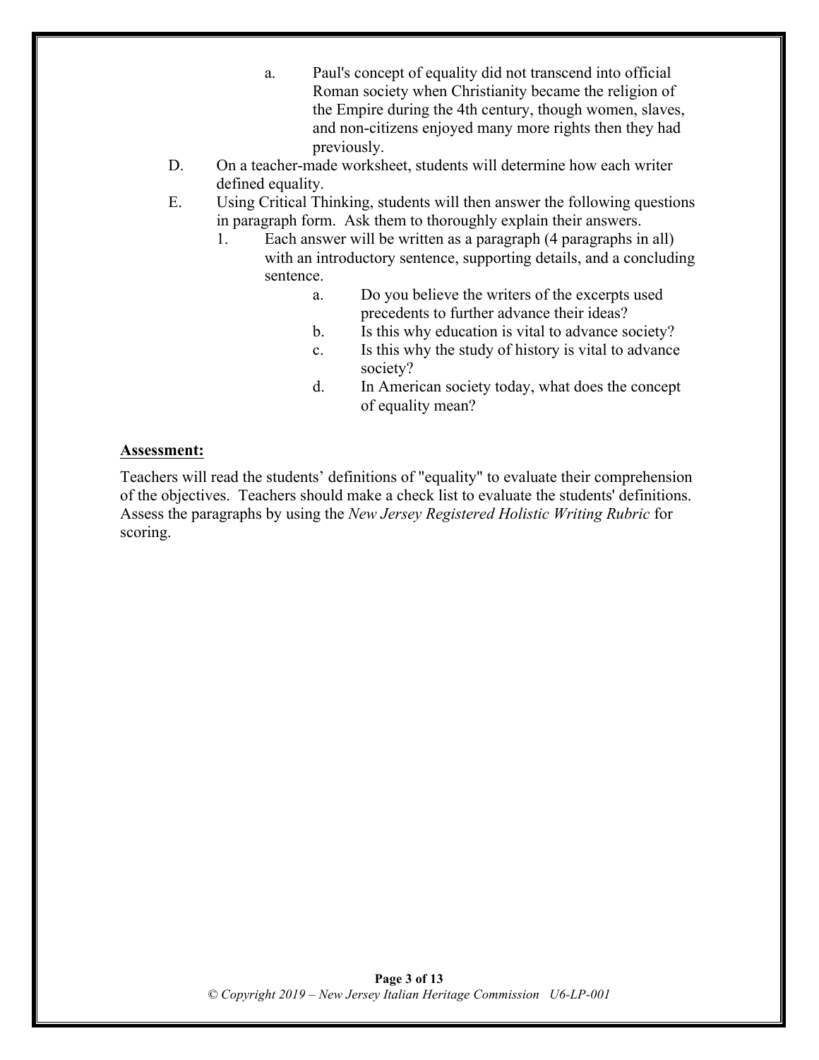a. Paul's concept of equality did not transcend into official Roman society when Christianity became the religion of the Empire during the 4th century, though women, slaves, and non-citizens enjoyed many more rights then they had previously.

D. On a teacher-made worksheet, students will determine how each writer defined equality.

E. Using Critical Thinking, students will then answer the following questions in paragraph form. Ask them to thoroughly explain their answers.

   1. Each answer will be written as a paragraph (4 paragraphs in all) with an introductory sentence, supporting details, and a concluding sentence.

      a. Do you believe the writers of the excerpts used precedents to further advance their ideas?
      b. Is this why education is vital to advance society?
      c. Is this why the study of history is vital to advance society?
      d. In American society today, what does the concept of equality mean?

**Assessment:**

Teachers will read the students' definitions of "equality" to evaluate their comprehension of the objectives. Teachers should make a check list to evaluate the students' definitions. Assess the paragraphs by using the *New Jersey Registered Holistic Writing Rubric* for scoring.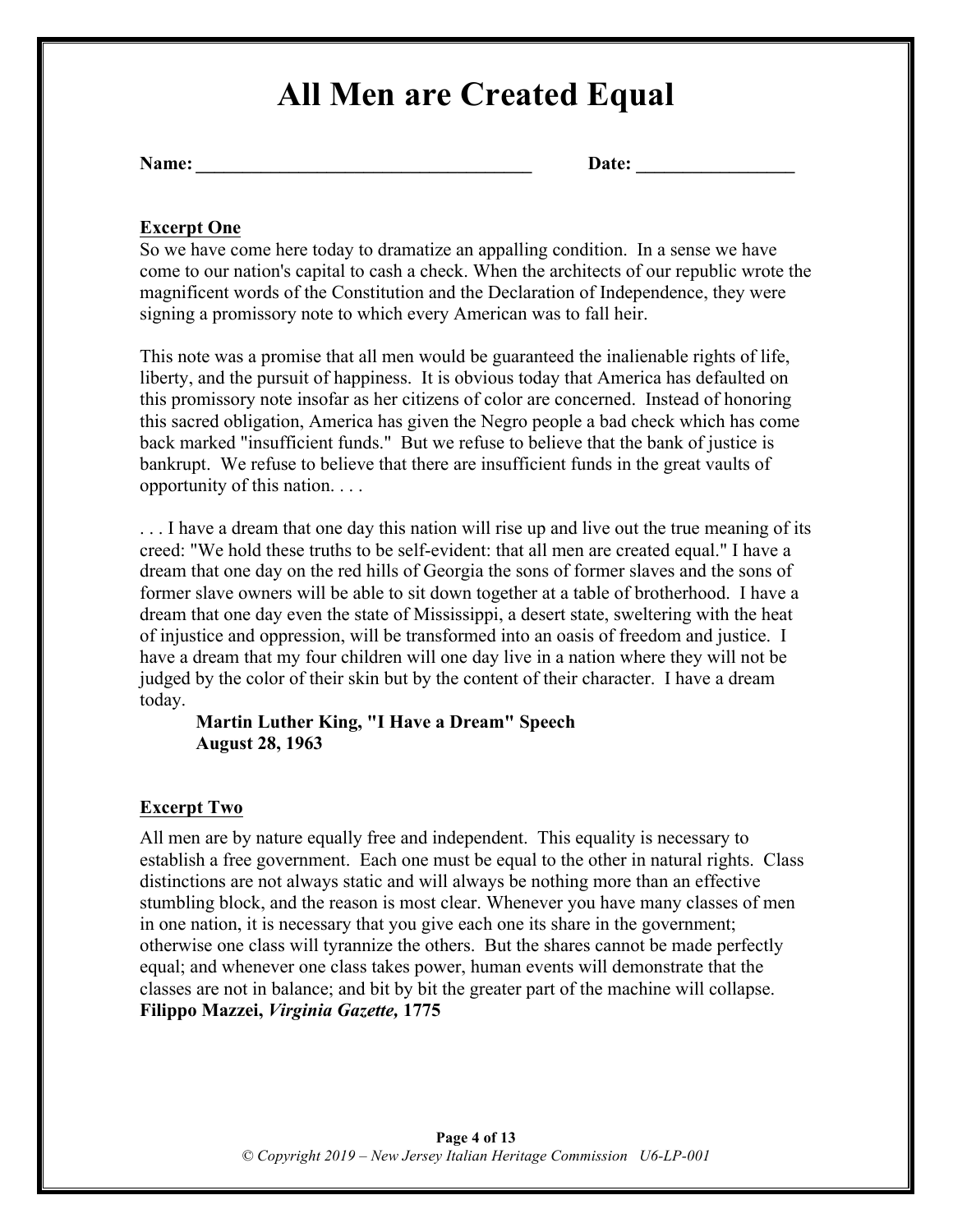# All Men are Created Equal

**Name: \_\_\_\_\_\_\_\_\_\_\_\_\_\_\_\_\_\_\_\_\_\_\_\_\_\_\_\_\_\_\_\_\_\_\_\_ Date: \_\_\_\_\_\_\_\_\_\_\_\_\_\_\_\_\_**

**Excerpt One**

So we have come here today to dramatize an appalling condition. In a sense we have come to our nation's capital to cash a check. When the architects of our republic wrote the magnificent words of the Constitution and the Declaration of Independence, they were signing a promissory note to which every American was to fall heir.

This note was a promise that all men would be guaranteed the inalienable rights of life, liberty, and the pursuit of happiness. It is obvious today that America has defaulted on this promissory note insofar as her citizens of color are concerned. Instead of honoring this sacred obligation, America has given the Negro people a bad check which has come back marked "insufficient funds." But we refuse to believe that the bank of justice is bankrupt. We refuse to believe that there are insufficient funds in the great vaults of opportunity of this nation. . . .

. . . I have a dream that one day this nation will rise up and live out the true meaning of its creed: "We hold these truths to be self-evident: that all men are created equal." I have a dream that one day on the red hills of Georgia the sons of former slaves and the sons of former slave owners will be able to sit down together at a table of brotherhood. I have a dream that one day even the state of Mississippi, a desert state, sweltering with the heat of injustice and oppression, will be transformed into an oasis of freedom and justice. I have a dream that my four children will one day live in a nation where they will not be judged by the color of their skin but by the content of their character. I have a dream today.

**Martin Luther King, "I Have a Dream" Speech**
**August 28, 1963**

**Excerpt Two**

All men are by nature equally free and independent. This equality is necessary to establish a free government. Each one must be equal to the other in natural rights. Class distinctions are not always static and will always be nothing more than an effective stumbling block, and the reason is most clear. Whenever you have many classes of men in one nation, it is necessary that you give each one its share in the government; otherwise one class will tyrannize the others. But the shares cannot be made perfectly equal; and whenever one class takes power, human events will demonstrate that the classes are not in balance; and bit by bit the greater part of the machine will collapse.
**Filippo Mazzei, *Virginia Gazette,* 1775**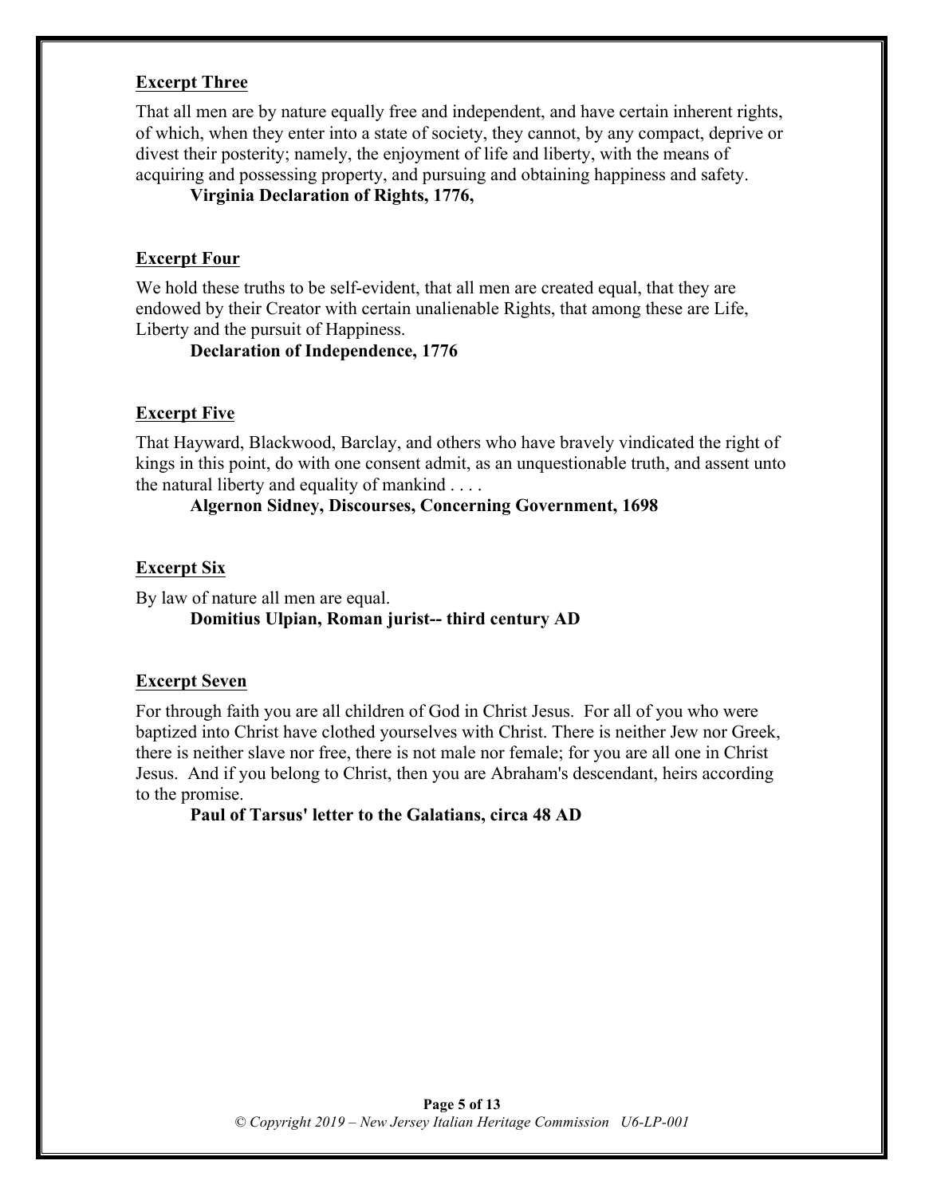**<u>Excerpt Three</u>**

That all men are by nature equally free and independent, and have certain inherent rights, of which, when they enter into a state of society, they cannot, by any compact, deprive or divest their posterity; namely, the enjoyment of life and liberty, with the means of acquiring and possessing property, and pursuing and obtaining happiness and safety.

**Virginia Declaration of Rights, 1776,**

**<u>Excerpt Four</u>**

We hold these truths to be self-evident, that all men are created equal, that they are endowed by their Creator with certain unalienable Rights, that among these are Life, Liberty and the pursuit of Happiness.

**Declaration of Independence, 1776**

**<u>Excerpt Five</u>**

That Hayward, Blackwood, Barclay, and others who have bravely vindicated the right of kings in this point, do with one consent admit, as an unquestionable truth, and assent unto the natural liberty and equality of mankind . . . .

**Algernon Sidney, Discourses, Concerning Government, 1698**

**<u>Excerpt Six</u>**

By law of nature all men are equal.

**Domitius Ulpian, Roman jurist-- third century AD**

**<u>Excerpt Seven</u>**

For through faith you are all children of God in Christ Jesus. For all of you who were baptized into Christ have clothed yourselves with Christ. There is neither Jew nor Greek, there is neither slave nor free, there is not male nor female; for you are all one in Christ Jesus. And if you belong to Christ, then you are Abraham's descendant, heirs according to the promise.

**Paul of Tarsus' letter to the Galatians, circa 48 AD**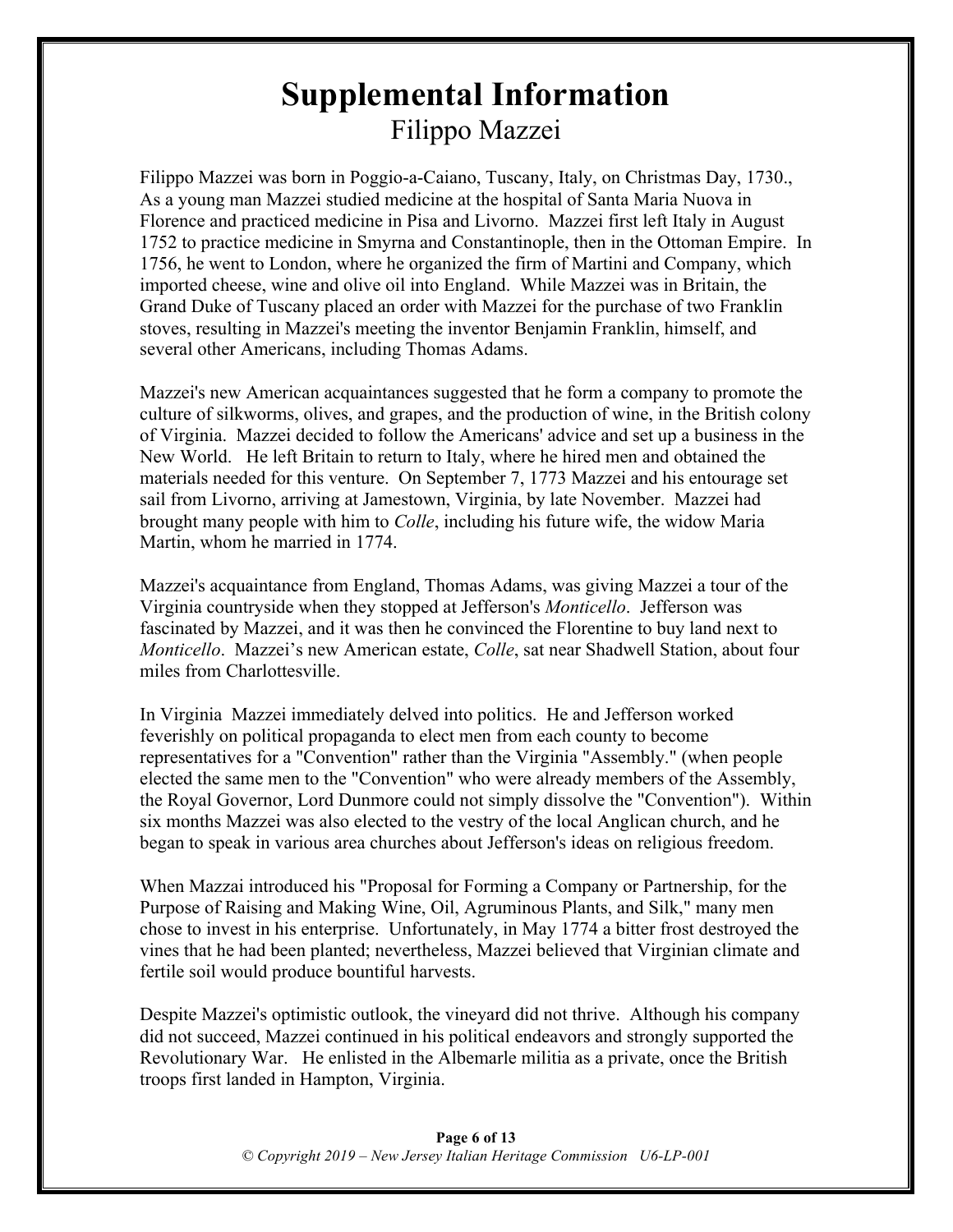# Supplemental Information

## Filippo Mazzei

Filippo Mazzei was born in Poggio-a-Caiano, Tuscany, Italy, on Christmas Day, 1730., As a young man Mazzei studied medicine at the hospital of Santa Maria Nuova in Florence and practiced medicine in Pisa and Livorno. Mazzei first left Italy in August 1752 to practice medicine in Smyrna and Constantinople, then in the Ottoman Empire. In 1756, he went to London, where he organized the firm of Martini and Company, which imported cheese, wine and olive oil into England. While Mazzei was in Britain, the Grand Duke of Tuscany placed an order with Mazzei for the purchase of two Franklin stoves, resulting in Mazzei's meeting the inventor Benjamin Franklin, himself, and several other Americans, including Thomas Adams.

Mazzei's new American acquaintances suggested that he form a company to promote the culture of silkworms, olives, and grapes, and the production of wine, in the British colony of Virginia. Mazzei decided to follow the Americans' advice and set up a business in the New World. He left Britain to return to Italy, where he hired men and obtained the materials needed for this venture. On September 7, 1773 Mazzei and his entourage set sail from Livorno, arriving at Jamestown, Virginia, by late November. Mazzei had brought many people with him to *Colle*, including his future wife, the widow Maria Martin, whom he married in 1774.

Mazzei's acquaintance from England, Thomas Adams, was giving Mazzei a tour of the Virginia countryside when they stopped at Jefferson's *Monticello*. Jefferson was fascinated by Mazzei, and it was then he convinced the Florentine to buy land next to *Monticello*. Mazzei's new American estate, *Colle*, sat near Shadwell Station, about four miles from Charlottesville.

In Virginia Mazzei immediately delved into politics. He and Jefferson worked feverishly on political propaganda to elect men from each county to become representatives for a "Convention" rather than the Virginia "Assembly." (when people elected the same men to the "Convention" who were already members of the Assembly, the Royal Governor, Lord Dunmore could not simply dissolve the "Convention"). Within six months Mazzei was also elected to the vestry of the local Anglican church, and he began to speak in various area churches about Jefferson's ideas on religious freedom.

When Mazzai introduced his "Proposal for Forming a Company or Partnership, for the Purpose of Raising and Making Wine, Oil, Agruminous Plants, and Silk," many men chose to invest in his enterprise. Unfortunately, in May 1774 a bitter frost destroyed the vines that he had been planted; nevertheless, Mazzei believed that Virginian climate and fertile soil would produce bountiful harvests.

Despite Mazzei's optimistic outlook, the vineyard did not thrive. Although his company did not succeed, Mazzei continued in his political endeavors and strongly supported the Revolutionary War. He enlisted in the Albemarle militia as a private, once the British troops first landed in Hampton, Virginia.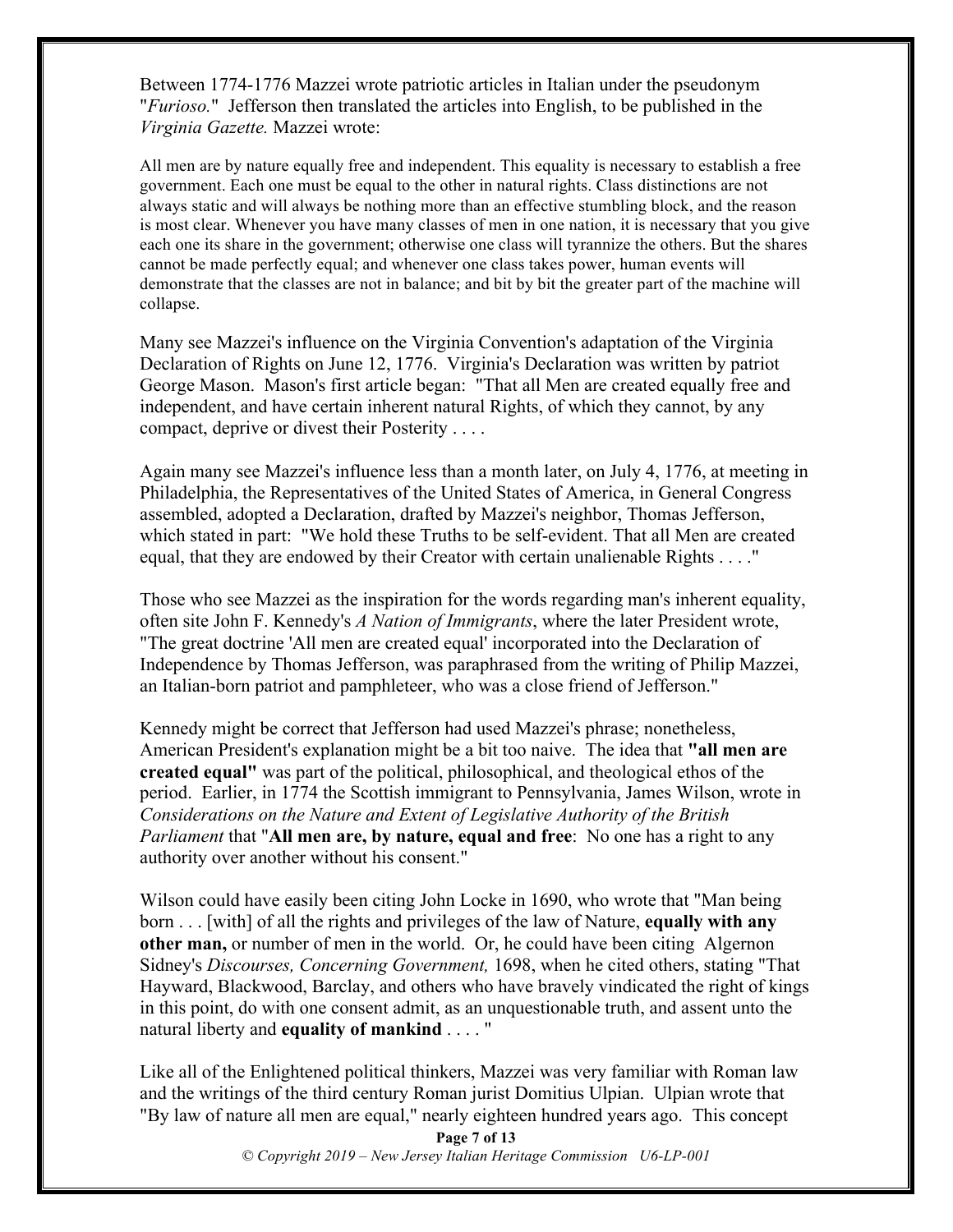Between 1774-1776 Mazzei wrote patriotic articles in Italian under the pseudonym "*Furioso.*" Jefferson then translated the articles into English, to be published in the *Virginia Gazette.* Mazzei wrote:

> All men are by nature equally free and independent. This equality is necessary to establish a free government. Each one must be equal to the other in natural rights. Class distinctions are not always static and will always be nothing more than an effective stumbling block, and the reason is most clear. Whenever you have many classes of men in one nation, it is necessary that you give each one its share in the government; otherwise one class will tyrannize the others. But the shares cannot be made perfectly equal; and whenever one class takes power, human events will demonstrate that the classes are not in balance; and bit by bit the greater part of the machine will collapse.

Many see Mazzei's influence on the Virginia Convention's adaptation of the Virginia Declaration of Rights on June 12, 1776. Virginia's Declaration was written by patriot George Mason. Mason's first article began: "That all Men are created equally free and independent, and have certain inherent natural Rights, of which they cannot, by any compact, deprive or divest their Posterity . . . .

Again many see Mazzei's influence less than a month later, on July 4, 1776, at meeting in Philadelphia, the Representatives of the United States of America, in General Congress assembled, adopted a Declaration, drafted by Mazzei's neighbor, Thomas Jefferson, which stated in part: "We hold these Truths to be self-evident. That all Men are created equal, that they are endowed by their Creator with certain unalienable Rights . . . ."

Those who see Mazzei as the inspiration for the words regarding man's inherent equality, often site John F. Kennedy's *A Nation of Immigrants*, where the later President wrote, "The great doctrine 'All men are created equal' incorporated into the Declaration of Independence by Thomas Jefferson, was paraphrased from the writing of Philip Mazzei, an Italian-born patriot and pamphleteer, who was a close friend of Jefferson."

Kennedy might be correct that Jefferson had used Mazzei's phrase; nonetheless, American President's explanation might be a bit too naive. The idea that **"all men are created equal"** was part of the political, philosophical, and theological ethos of the period. Earlier, in 1774 the Scottish immigrant to Pennsylvania, James Wilson, wrote in *Considerations on the Nature and Extent of Legislative Authority of the British Parliament* that "**All men are, by nature, equal and free**: No one has a right to any authority over another without his consent."

Wilson could have easily been citing John Locke in 1690, who wrote that "Man being born . . . [with] of all the rights and privileges of the law of Nature, **equally with any other man,** or number of men in the world. Or, he could have been citing Algernon Sidney's *Discourses, Concerning Government,* 1698, when he cited others, stating "That Hayward, Blackwood, Barclay, and others who have bravely vindicated the right of kings in this point, do with one consent admit, as an unquestionable truth, and assent unto the natural liberty and **equality of mankind** . . . . "

Like all of the Enlightened political thinkers, Mazzei was very familiar with Roman law and the writings of the third century Roman jurist Domitius Ulpian. Ulpian wrote that "By law of nature all men are equal," nearly eighteen hundred years ago. This concept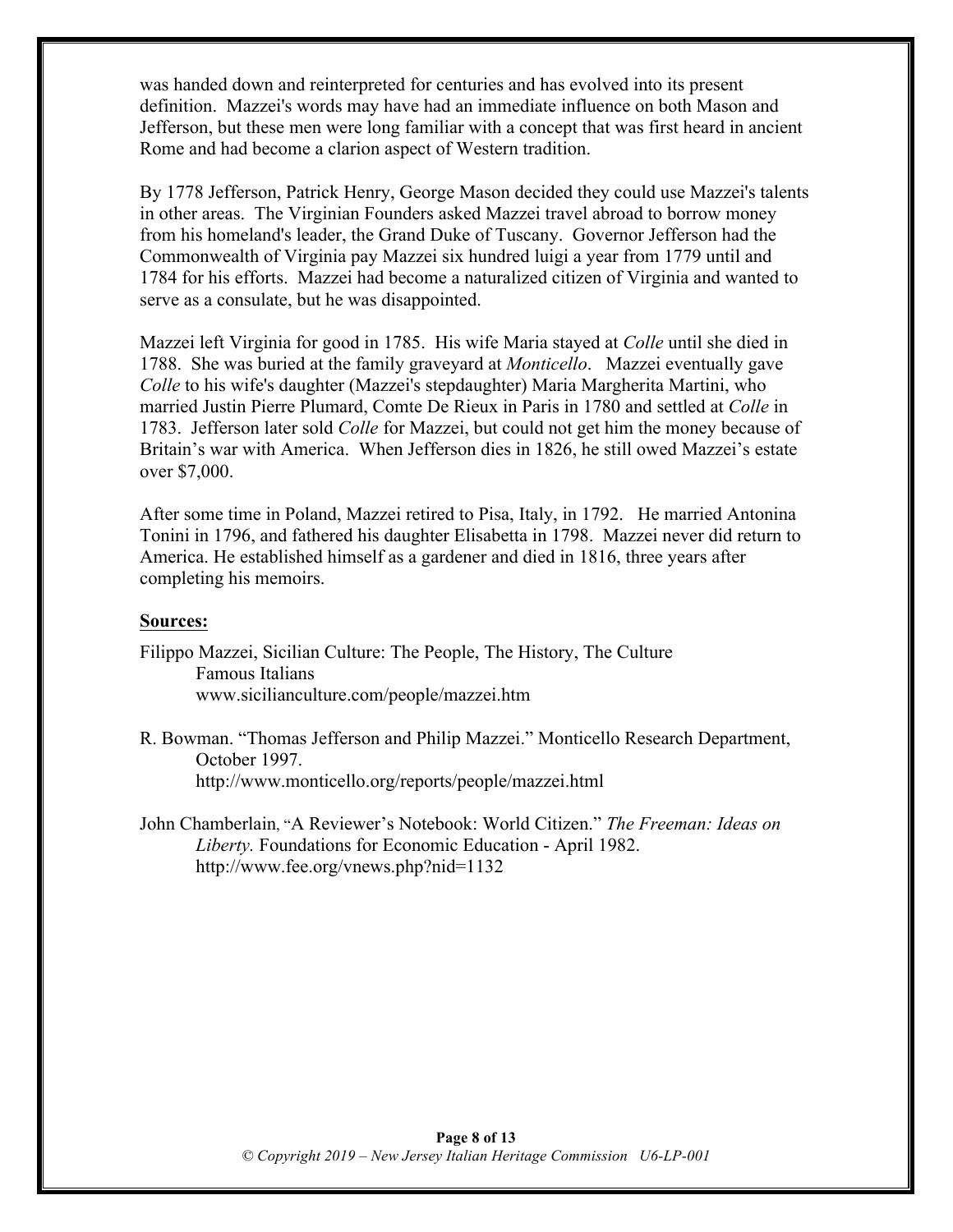was handed down and reinterpreted for centuries and has evolved into its present definition. Mazzei's words may have had an immediate influence on both Mason and Jefferson, but these men were long familiar with a concept that was first heard in ancient Rome and had become a clarion aspect of Western tradition.

By 1778 Jefferson, Patrick Henry, George Mason decided they could use Mazzei's talents in other areas. The Virginian Founders asked Mazzei travel abroad to borrow money from his homeland's leader, the Grand Duke of Tuscany. Governor Jefferson had the Commonwealth of Virginia pay Mazzei six hundred luigi a year from 1779 until and 1784 for his efforts. Mazzei had become a naturalized citizen of Virginia and wanted to serve as a consulate, but he was disappointed.

Mazzei left Virginia for good in 1785. His wife Maria stayed at *Colle* until she died in 1788. She was buried at the family graveyard at *Monticello*. Mazzei eventually gave *Colle* to his wife's daughter (Mazzei's stepdaughter) Maria Margherita Martini, who married Justin Pierre Plumard, Comte De Rieux in Paris in 1780 and settled at *Colle* in 1783. Jefferson later sold *Colle* for Mazzei, but could not get him the money because of Britain's war with America. When Jefferson dies in 1826, he still owed Mazzei's estate over $7,000.

After some time in Poland, Mazzei retired to Pisa, Italy, in 1792. He married Antonina Tonini in 1796, and fathered his daughter Elisabetta in 1798. Mazzei never did return to America. He established himself as a gardener and died in 1816, three years after completing his memoirs.

**Sources:**

Filippo Mazzei, Sicilian Culture: The People, The History, The Culture
    Famous Italians
    www.sicilianculture.com/people/mazzei.htm

R. Bowman. "Thomas Jefferson and Philip Mazzei." Monticello Research Department, October 1997.
    http://www.monticello.org/reports/people/mazzei.html

John Chamberlain, "A Reviewer's Notebook: World Citizen." *The Freeman: Ideas on Liberty.* Foundations for Economic Education - April 1982.
    http://www.fee.org/vnews.php?nid=1132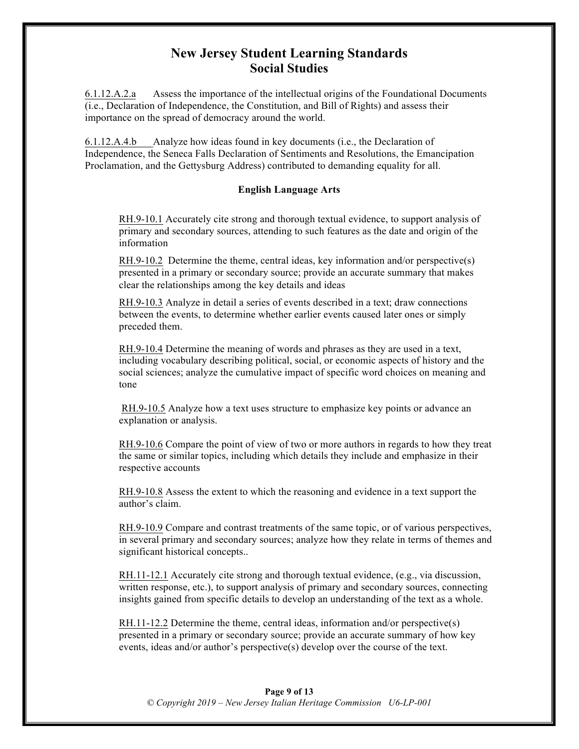# New Jersey Student Learning Standards
## Social Studies

6.1.12.A.2.a Assess the importance of the intellectual origins of the Foundational Documents (i.e., Declaration of Independence, the Constitution, and Bill of Rights) and assess their importance on the spread of democracy around the world.

6.1.12.A.4.b Analyze how ideas found in key documents (i.e., the Declaration of Independence, the Seneca Falls Declaration of Sentiments and Resolutions, the Emancipation Proclamation, and the Gettysburg Address) contributed to demanding equality for all.

### English Language Arts

RH.9-10.1 Accurately cite strong and thorough textual evidence, to support analysis of primary and secondary sources, attending to such features as the date and origin of the information

RH.9-10.2 Determine the theme, central ideas, key information and/or perspective(s) presented in a primary or secondary source; provide an accurate summary that makes clear the relationships among the key details and ideas

RH.9-10.3 Analyze in detail a series of events described in a text; draw connections between the events, to determine whether earlier events caused later ones or simply preceded them.

RH.9-10.4 Determine the meaning of words and phrases as they are used in a text, including vocabulary describing political, social, or economic aspects of history and the social sciences; analyze the cumulative impact of specific word choices on meaning and tone

RH.9-10.5 Analyze how a text uses structure to emphasize key points or advance an explanation or analysis.

RH.9-10.6 Compare the point of view of two or more authors in regards to how they treat the same or similar topics, including which details they include and emphasize in their respective accounts

RH.9-10.8 Assess the extent to which the reasoning and evidence in a text support the author's claim.

RH.9-10.9 Compare and contrast treatments of the same topic, or of various perspectives, in several primary and secondary sources; analyze how they relate in terms of themes and significant historical concepts..

RH.11-12.1 Accurately cite strong and thorough textual evidence, (e.g., via discussion, written response, etc.), to support analysis of primary and secondary sources, connecting insights gained from specific details to develop an understanding of the text as a whole.

RH.11-12.2 Determine the theme, central ideas, information and/or perspective(s) presented in a primary or secondary source; provide an accurate summary of how key events, ideas and/or author's perspective(s) develop over the course of the text.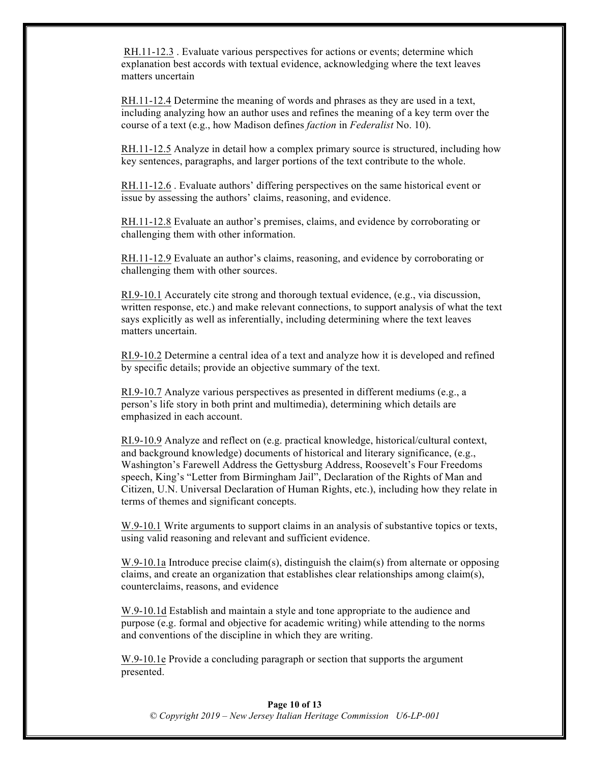RH.11-12.3 . Evaluate various perspectives for actions or events; determine which explanation best accords with textual evidence, acknowledging where the text leaves matters uncertain

RH.11-12.4 Determine the meaning of words and phrases as they are used in a text, including analyzing how an author uses and refines the meaning of a key term over the course of a text (e.g., how Madison defines *faction* in *Federalist* No. 10).

RH.11-12.5 Analyze in detail how a complex primary source is structured, including how key sentences, paragraphs, and larger portions of the text contribute to the whole.

RH.11-12.6 . Evaluate authors' differing perspectives on the same historical event or issue by assessing the authors' claims, reasoning, and evidence.

RH.11-12.8 Evaluate an author's premises, claims, and evidence by corroborating or challenging them with other information.

RH.11-12.9 Evaluate an author's claims, reasoning, and evidence by corroborating or challenging them with other sources.

RI.9-10.1 Accurately cite strong and thorough textual evidence, (e.g., via discussion, written response, etc.) and make relevant connections, to support analysis of what the text says explicitly as well as inferentially, including determining where the text leaves matters uncertain.

RI.9-10.2 Determine a central idea of a text and analyze how it is developed and refined by specific details; provide an objective summary of the text.

RI.9-10.7 Analyze various perspectives as presented in different mediums (e.g., a person's life story in both print and multimedia), determining which details are emphasized in each account.

RI.9-10.9 Analyze and reflect on (e.g. practical knowledge, historical/cultural context, and background knowledge) documents of historical and literary significance, (e.g., Washington's Farewell Address the Gettysburg Address, Roosevelt's Four Freedoms speech, King's "Letter from Birmingham Jail", Declaration of the Rights of Man and Citizen, U.N. Universal Declaration of Human Rights, etc.), including how they relate in terms of themes and significant concepts.

W.9-10.1 Write arguments to support claims in an analysis of substantive topics or texts, using valid reasoning and relevant and sufficient evidence.

W.9-10.1a Introduce precise claim(s), distinguish the claim(s) from alternate or opposing claims, and create an organization that establishes clear relationships among claim(s), counterclaims, reasons, and evidence

W.9-10.1d Establish and maintain a style and tone appropriate to the audience and purpose (e.g. formal and objective for academic writing) while attending to the norms and conventions of the discipline in which they are writing.

W.9-10.1e Provide a concluding paragraph or section that supports the argument presented.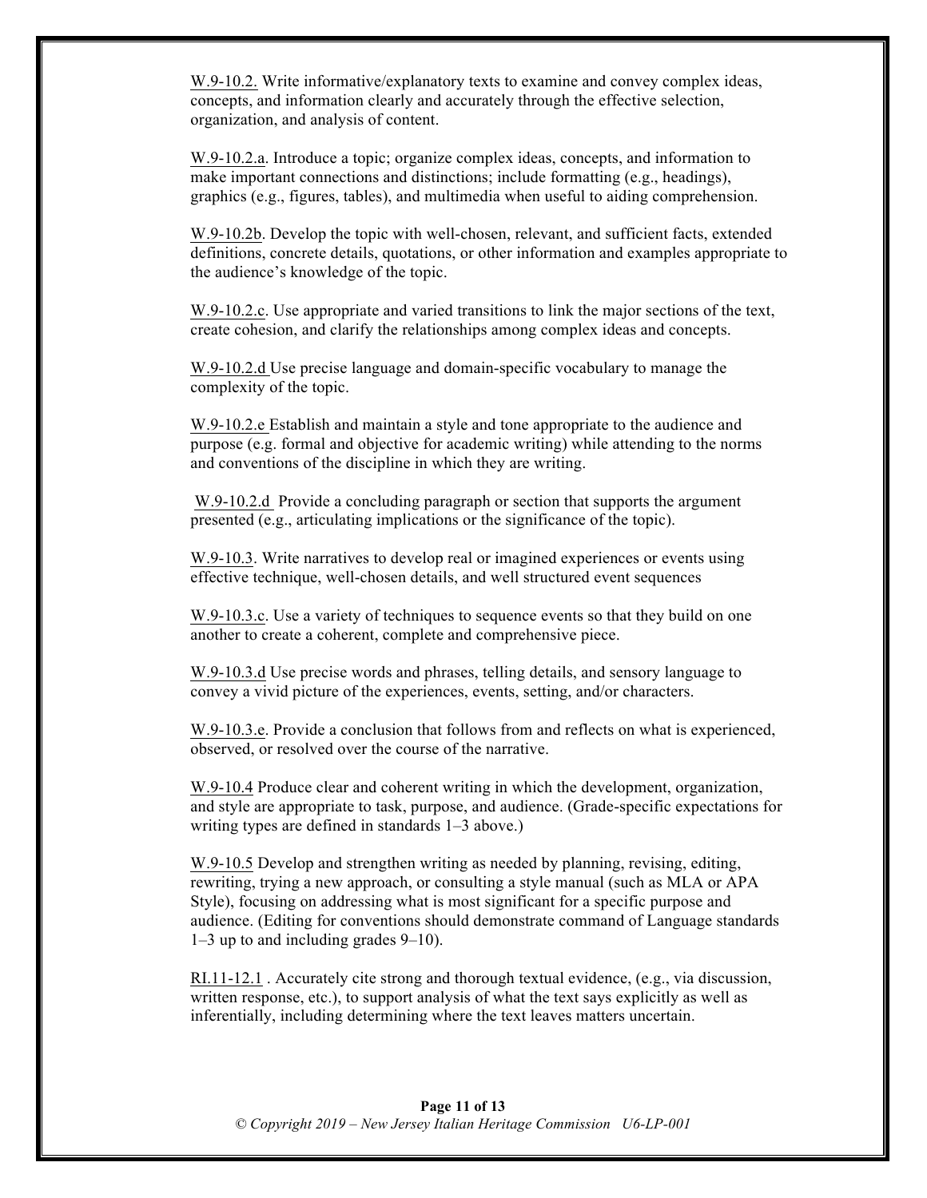W.9-10.2. Write informative/explanatory texts to examine and convey complex ideas, concepts, and information clearly and accurately through the effective selection, organization, and analysis of content.

W.9-10.2.a. Introduce a topic; organize complex ideas, concepts, and information to make important connections and distinctions; include formatting (e.g., headings), graphics (e.g., figures, tables), and multimedia when useful to aiding comprehension.

W.9-10.2b. Develop the topic with well-chosen, relevant, and sufficient facts, extended definitions, concrete details, quotations, or other information and examples appropriate to the audience's knowledge of the topic.

W.9-10.2.c. Use appropriate and varied transitions to link the major sections of the text, create cohesion, and clarify the relationships among complex ideas and concepts.

W.9-10.2.d Use precise language and domain-specific vocabulary to manage the complexity of the topic.

W.9-10.2.e Establish and maintain a style and tone appropriate to the audience and purpose (e.g. formal and objective for academic writing) while attending to the norms and conventions of the discipline in which they are writing.

W.9-10.2.d Provide a concluding paragraph or section that supports the argument presented (e.g., articulating implications or the significance of the topic).

W.9-10.3. Write narratives to develop real or imagined experiences or events using effective technique, well-chosen details, and well structured event sequences

W.9-10.3.c. Use a variety of techniques to sequence events so that they build on one another to create a coherent, complete and comprehensive piece.

W.9-10.3.d Use precise words and phrases, telling details, and sensory language to convey a vivid picture of the experiences, events, setting, and/or characters.

W.9-10.3.e. Provide a conclusion that follows from and reflects on what is experienced, observed, or resolved over the course of the narrative.

W.9-10.4 Produce clear and coherent writing in which the development, organization, and style are appropriate to task, purpose, and audience. (Grade-specific expectations for writing types are defined in standards 1–3 above.)

W.9-10.5 Develop and strengthen writing as needed by planning, revising, editing, rewriting, trying a new approach, or consulting a style manual (such as MLA or APA Style), focusing on addressing what is most significant for a specific purpose and audience. (Editing for conventions should demonstrate command of Language standards 1–3 up to and including grades 9–10).

RI.11-12.1 . Accurately cite strong and thorough textual evidence, (e.g., via discussion, written response, etc.), to support analysis of what the text says explicitly as well as inferentially, including determining where the text leaves matters uncertain.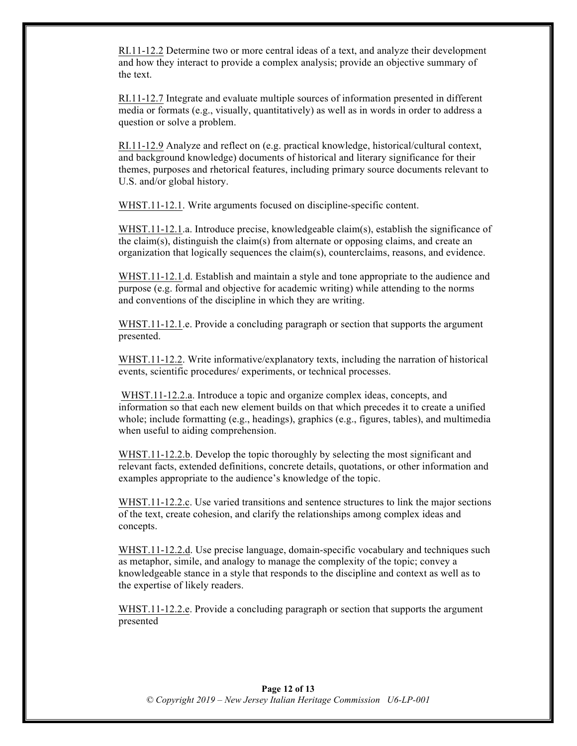RI.11-12.2 Determine two or more central ideas of a text, and analyze their development and how they interact to provide a complex analysis; provide an objective summary of the text.

RI.11-12.7 Integrate and evaluate multiple sources of information presented in different media or formats (e.g., visually, quantitatively) as well as in words in order to address a question or solve a problem.

RI.11-12.9 Analyze and reflect on (e.g. practical knowledge, historical/cultural context, and background knowledge) documents of historical and literary significance for their themes, purposes and rhetorical features, including primary source documents relevant to U.S. and/or global history.

WHST.11-12.1. Write arguments focused on discipline-specific content.

WHST.11-12.1.a. Introduce precise, knowledgeable claim(s), establish the significance of the claim(s), distinguish the claim(s) from alternate or opposing claims, and create an organization that logically sequences the claim(s), counterclaims, reasons, and evidence.

WHST.11-12.1.d. Establish and maintain a style and tone appropriate to the audience and purpose (e.g. formal and objective for academic writing) while attending to the norms and conventions of the discipline in which they are writing.

WHST.11-12.1.e. Provide a concluding paragraph or section that supports the argument presented.

WHST.11-12.2. Write informative/explanatory texts, including the narration of historical events, scientific procedures/ experiments, or technical processes.

WHST.11-12.2.a. Introduce a topic and organize complex ideas, concepts, and information so that each new element builds on that which precedes it to create a unified whole; include formatting (e.g., headings), graphics (e.g., figures, tables), and multimedia when useful to aiding comprehension.

WHST.11-12.2.b. Develop the topic thoroughly by selecting the most significant and relevant facts, extended definitions, concrete details, quotations, or other information and examples appropriate to the audience's knowledge of the topic.

WHST.11-12.2.c. Use varied transitions and sentence structures to link the major sections of the text, create cohesion, and clarify the relationships among complex ideas and concepts.

WHST.11-12.2.d. Use precise language, domain-specific vocabulary and techniques such as metaphor, simile, and analogy to manage the complexity of the topic; convey a knowledgeable stance in a style that responds to the discipline and context as well as to the expertise of likely readers.

WHST.11-12.2.e. Provide a concluding paragraph or section that supports the argument presented

*© Copyright 2019 – New Jersey Italian Heritage Commission U6-LP-001*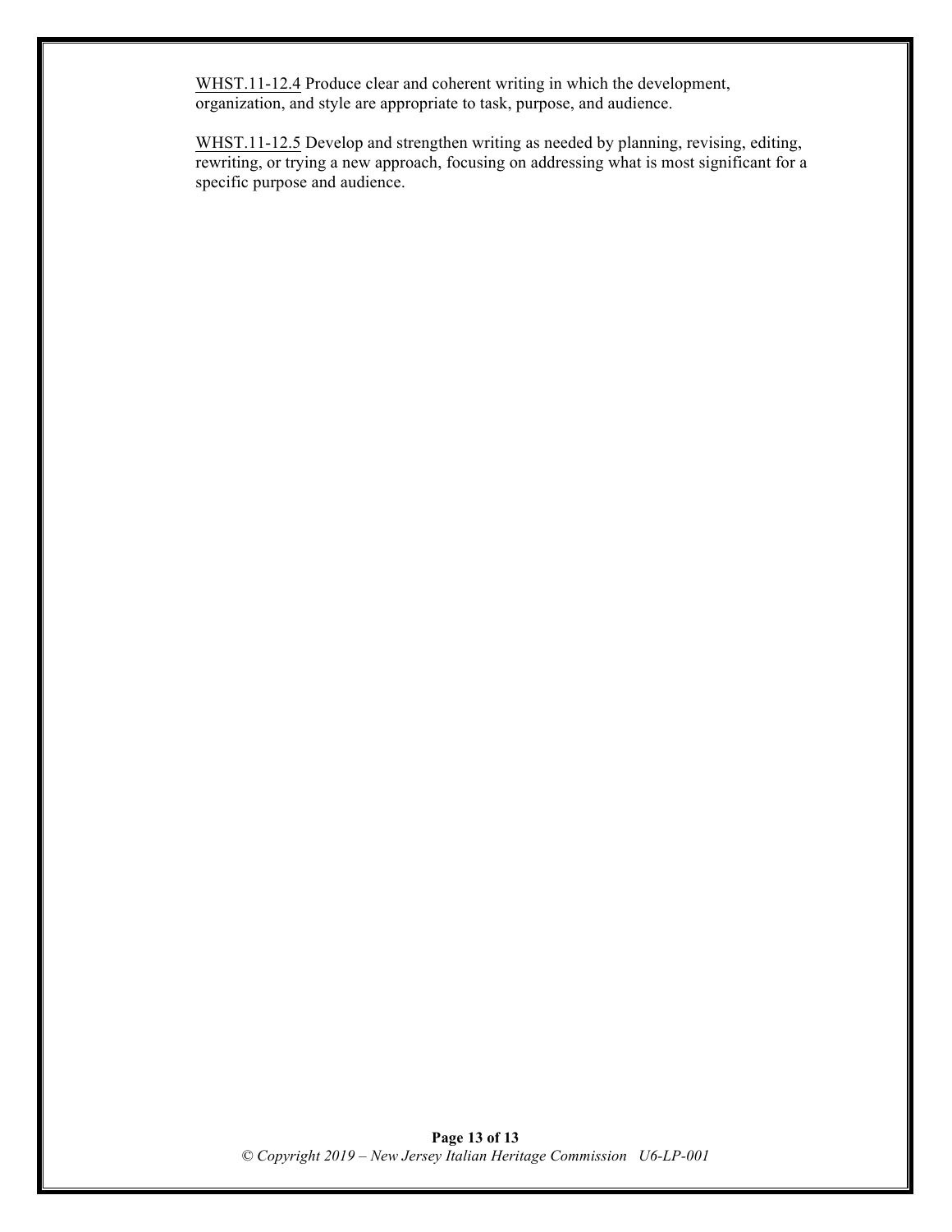WHST.11-12.4 Produce clear and coherent writing in which the development, organization, and style are appropriate to task, purpose, and audience.

WHST.11-12.5 Develop and strengthen writing as needed by planning, revising, editing, rewriting, or trying a new approach, focusing on addressing what is most significant for a specific purpose and audience.